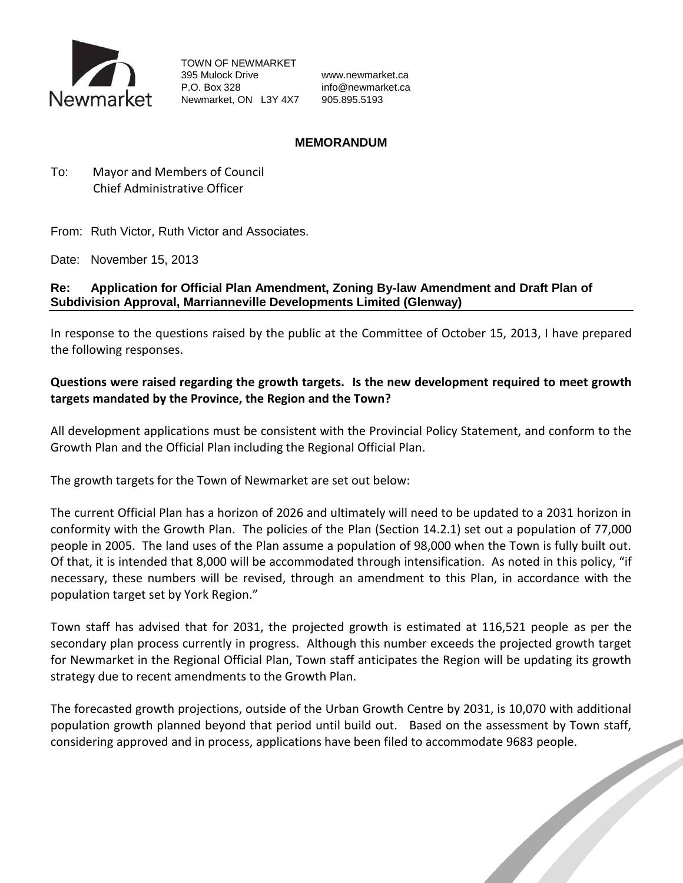Newmarket

TOWN OF NEWMARKET
395 Mulock Drive
P.O. Box 328
Newmarket, ON L3Y 4X7

www.newmarket.ca
info@newmarket.ca
905.895.5193

**MEMORANDUM**

To: Mayor and Members of Council
Chief Administrative Officer

From: Ruth Victor, Ruth Victor and Associates.

Date: November 15, 2013

**Re: Application for Official Plan Amendment, Zoning By-law Amendment and Draft Plan of Subdivision Approval, Marrianneville Developments Limited (Glenway)**

In response to the questions raised by the public at the Committee of October 15, 2013, I have prepared the following responses.

**Questions were raised regarding the growth targets. Is the new development required to meet growth targets mandated by the Province, the Region and the Town?**

All development applications must be consistent with the Provincial Policy Statement, and conform to the Growth Plan and the Official Plan including the Regional Official Plan.

The growth targets for the Town of Newmarket are set out below:

The current Official Plan has a horizon of 2026 and ultimately will need to be updated to a 2031 horizon in conformity with the Growth Plan. The policies of the Plan (Section 14.2.1) set out a population of 77,000 people in 2005. The land uses of the Plan assume a population of 98,000 when the Town is fully built out. Of that, it is intended that 8,000 will be accommodated through intensification. As noted in this policy, "if necessary, these numbers will be revised, through an amendment to this Plan, in accordance with the population target set by York Region."

Town staff has advised that for 2031, the projected growth is estimated at 116,521 people as per the secondary plan process currently in progress. Although this number exceeds the projected growth target for Newmarket in the Regional Official Plan, Town staff anticipates the Region will be updating its growth strategy due to recent amendments to the Growth Plan.

The forecasted growth projections, outside of the Urban Growth Centre by 2031, is 10,070 with additional population growth planned beyond that period until build out. Based on the assessment by Town staff, considering approved and in process, applications have been filed to accommodate 9683 people.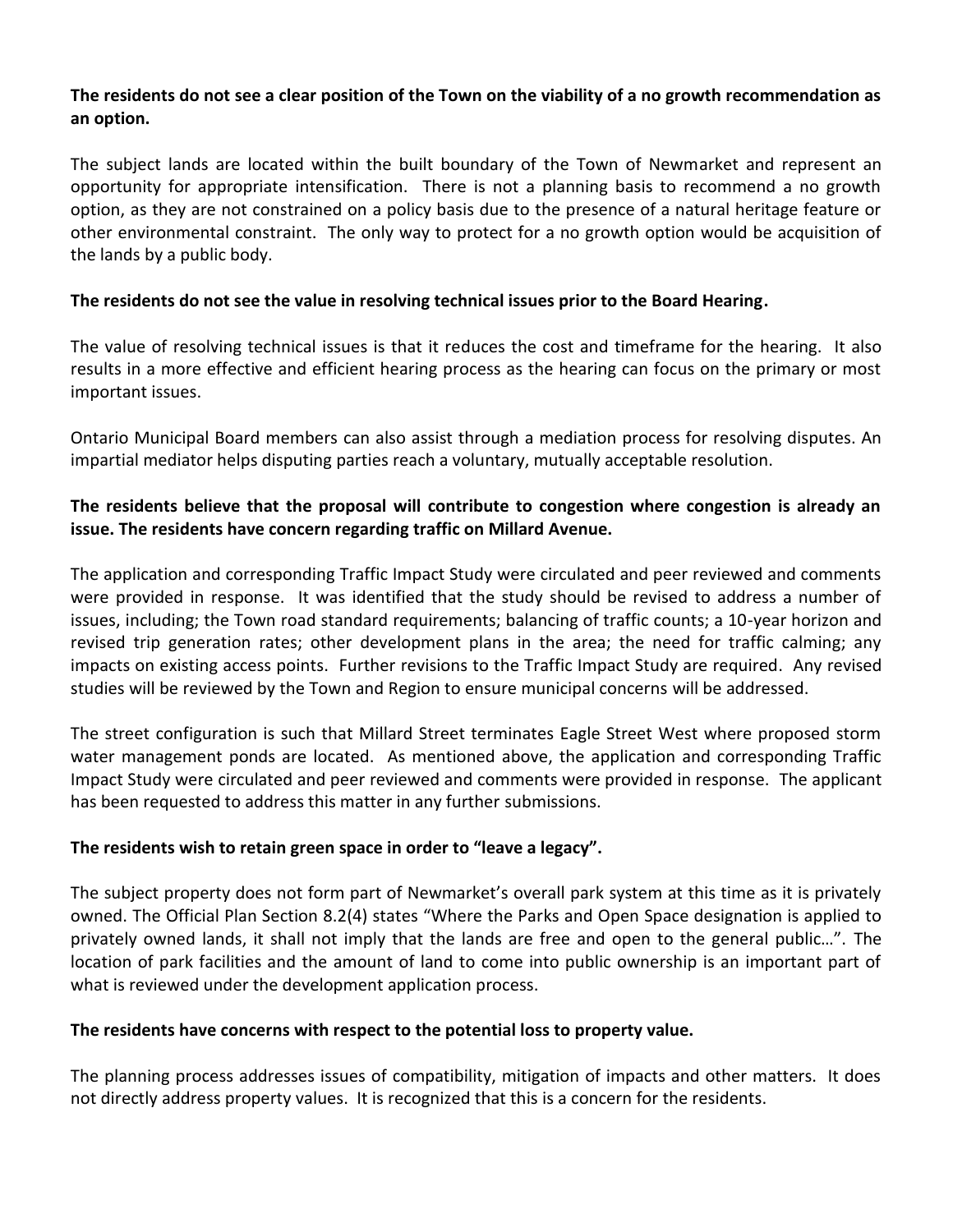**The residents do not see a clear position of the Town on the viability of a no growth recommendation as an option.**

The subject lands are located within the built boundary of the Town of Newmarket and represent an opportunity for appropriate intensification. There is not a planning basis to recommend a no growth option, as they are not constrained on a policy basis due to the presence of a natural heritage feature or other environmental constraint. The only way to protect for a no growth option would be acquisition of the lands by a public body.

**The residents do not see the value in resolving technical issues prior to the Board Hearing.**

The value of resolving technical issues is that it reduces the cost and timeframe for the hearing. It also results in a more effective and efficient hearing process as the hearing can focus on the primary or most important issues.

Ontario Municipal Board members can also assist through a mediation process for resolving disputes. An impartial mediator helps disputing parties reach a voluntary, mutually acceptable resolution.

**The residents believe that the proposal will contribute to congestion where congestion is already an issue. The residents have concern regarding traffic on Millard Avenue.**

The application and corresponding Traffic Impact Study were circulated and peer reviewed and comments were provided in response. It was identified that the study should be revised to address a number of issues, including; the Town road standard requirements; balancing of traffic counts; a 10-year horizon and revised trip generation rates; other development plans in the area; the need for traffic calming; any impacts on existing access points. Further revisions to the Traffic Impact Study are required. Any revised studies will be reviewed by the Town and Region to ensure municipal concerns will be addressed.

The street configuration is such that Millard Street terminates Eagle Street West where proposed storm water management ponds are located. As mentioned above, the application and corresponding Traffic Impact Study were circulated and peer reviewed and comments were provided in response. The applicant has been requested to address this matter in any further submissions.

**The residents wish to retain green space in order to "leave a legacy".**

The subject property does not form part of Newmarket's overall park system at this time as it is privately owned. The Official Plan Section 8.2(4) states "Where the Parks and Open Space designation is applied to privately owned lands, it shall not imply that the lands are free and open to the general public…". The location of park facilities and the amount of land to come into public ownership is an important part of what is reviewed under the development application process.

**The residents have concerns with respect to the potential loss to property value.**

The planning process addresses issues of compatibility, mitigation of impacts and other matters. It does not directly address property values. It is recognized that this is a concern for the residents.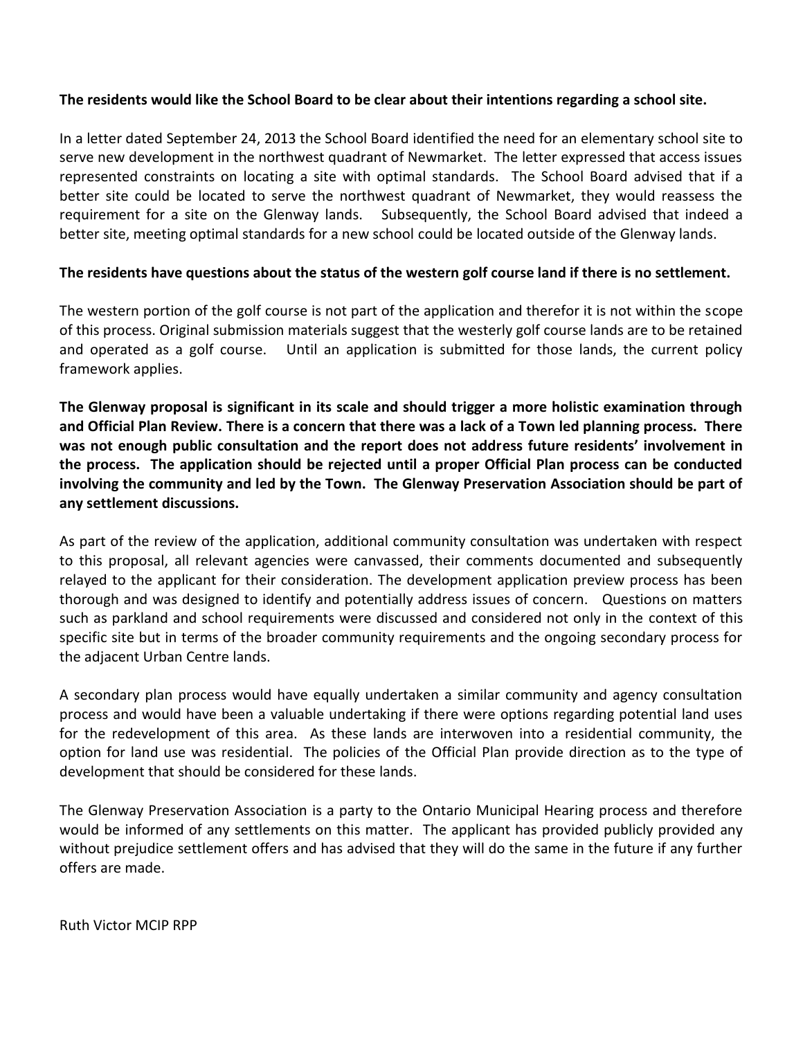**The residents would like the School Board to be clear about their intentions regarding a school site.**

In a letter dated September 24, 2013 the School Board identified the need for an elementary school site to serve new development in the northwest quadrant of Newmarket. The letter expressed that access issues represented constraints on locating a site with optimal standards. The School Board advised that if a better site could be located to serve the northwest quadrant of Newmarket, they would reassess the requirement for a site on the Glenway lands. Subsequently, the School Board advised that indeed a better site, meeting optimal standards for a new school could be located outside of the Glenway lands.

**The residents have questions about the status of the western golf course land if there is no settlement.**

The western portion of the golf course is not part of the application and therefor it is not within the scope of this process. Original submission materials suggest that the westerly golf course lands are to be retained and operated as a golf course. Until an application is submitted for those lands, the current policy framework applies.

**The Glenway proposal is significant in its scale and should trigger a more holistic examination through and Official Plan Review. There is a concern that there was a lack of a Town led planning process. There was not enough public consultation and the report does not address future residents' involvement in the process. The application should be rejected until a proper Official Plan process can be conducted involving the community and led by the Town. The Glenway Preservation Association should be part of any settlement discussions.**

As part of the review of the application, additional community consultation was undertaken with respect to this proposal, all relevant agencies were canvassed, their comments documented and subsequently relayed to the applicant for their consideration. The development application preview process has been thorough and was designed to identify and potentially address issues of concern. Questions on matters such as parkland and school requirements were discussed and considered not only in the context of this specific site but in terms of the broader community requirements and the ongoing secondary process for the adjacent Urban Centre lands.

A secondary plan process would have equally undertaken a similar community and agency consultation process and would have been a valuable undertaking if there were options regarding potential land uses for the redevelopment of this area. As these lands are interwoven into a residential community, the option for land use was residential. The policies of the Official Plan provide direction as to the type of development that should be considered for these lands.

The Glenway Preservation Association is a party to the Ontario Municipal Hearing process and therefore would be informed of any settlements on this matter. The applicant has provided publicly provided any without prejudice settlement offers and has advised that they will do the same in the future if any further offers are made.

Ruth Victor MCIP RPP